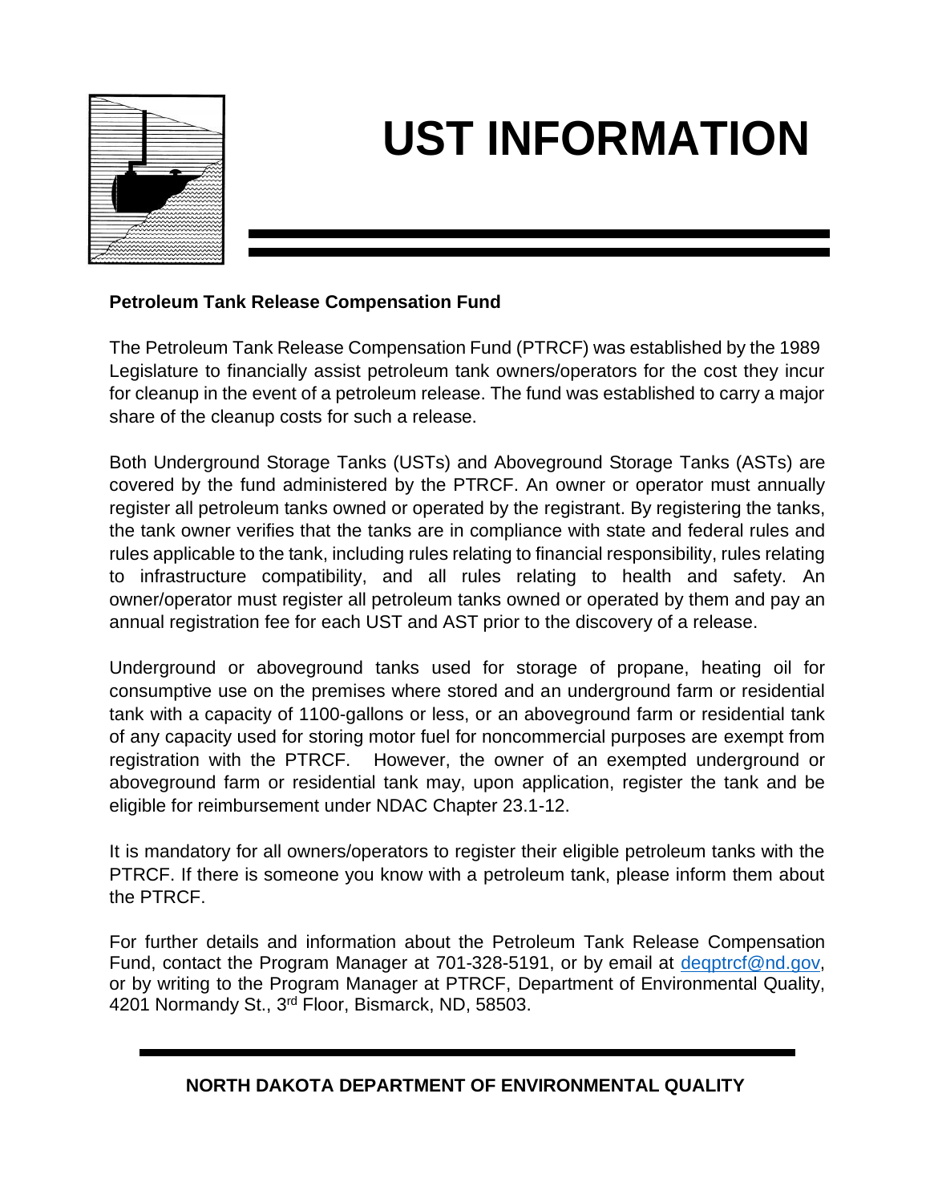# UST INFORMATION

**Petroleum Tank Release Compensation Fund**

The Petroleum Tank Release Compensation Fund (PTRCF) was established by the 1989 Legislature to financially assist petroleum tank owners/operators for the cost they incur for cleanup in the event of a petroleum release. The fund was established to carry a major share of the cleanup costs for such a release.

Both Underground Storage Tanks (USTs) and Aboveground Storage Tanks (ASTs) are covered by the fund administered by the PTRCF. An owner or operator must annually register all petroleum tanks owned or operated by the registrant. By registering the tanks, the tank owner verifies that the tanks are in compliance with state and federal rules and rules applicable to the tank, including rules relating to financial responsibility, rules relating to infrastructure compatibility, and all rules relating to health and safety. An owner/operator must register all petroleum tanks owned or operated by them and pay an annual registration fee for each UST and AST prior to the discovery of a release.

Underground or aboveground tanks used for storage of propane, heating oil for consumptive use on the premises where stored and an underground farm or residential tank with a capacity of 1100-gallons or less, or an aboveground farm or residential tank of any capacity used for storing motor fuel for noncommercial purposes are exempt from registration with the PTRCF. However, the owner of an exempted underground or aboveground farm or residential tank may, upon application, register the tank and be eligible for reimbursement under NDAC Chapter 23.1-12.

It is mandatory for all owners/operators to register their eligible petroleum tanks with the PTRCF. If there is someone you know with a petroleum tank, please inform them about the PTRCF.

For further details and information about the Petroleum Tank Release Compensation Fund, contact the Program Manager at 701-328-5191, or by email at deqptrcf@nd.gov, or by writing to the Program Manager at PTRCF, Department of Environmental Quality, 4201 Normandy St., 3rd Floor, Bismarck, ND, 58503.

**NORTH DAKOTA DEPARTMENT OF ENVIRONMENTAL QUALITY**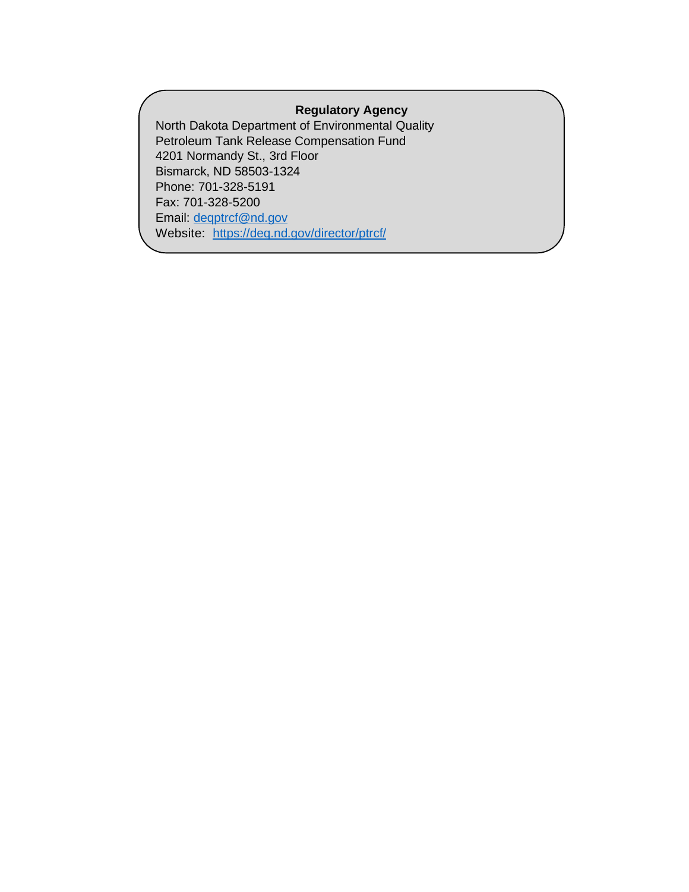**Regulatory Agency**

North Dakota Department of Environmental Quality
Petroleum Tank Release Compensation Fund
4201 Normandy St., 3rd Floor
Bismarck, ND 58503-1324
Phone: 701-328-5191
Fax: 701-328-5200
Email: [deqptrcf@nd.gov](mailto:deqptrcf@nd.gov)
Website: [https://deq.nd.gov/director/ptrcf/](https://deq.nd.gov/director/ptrcf/)